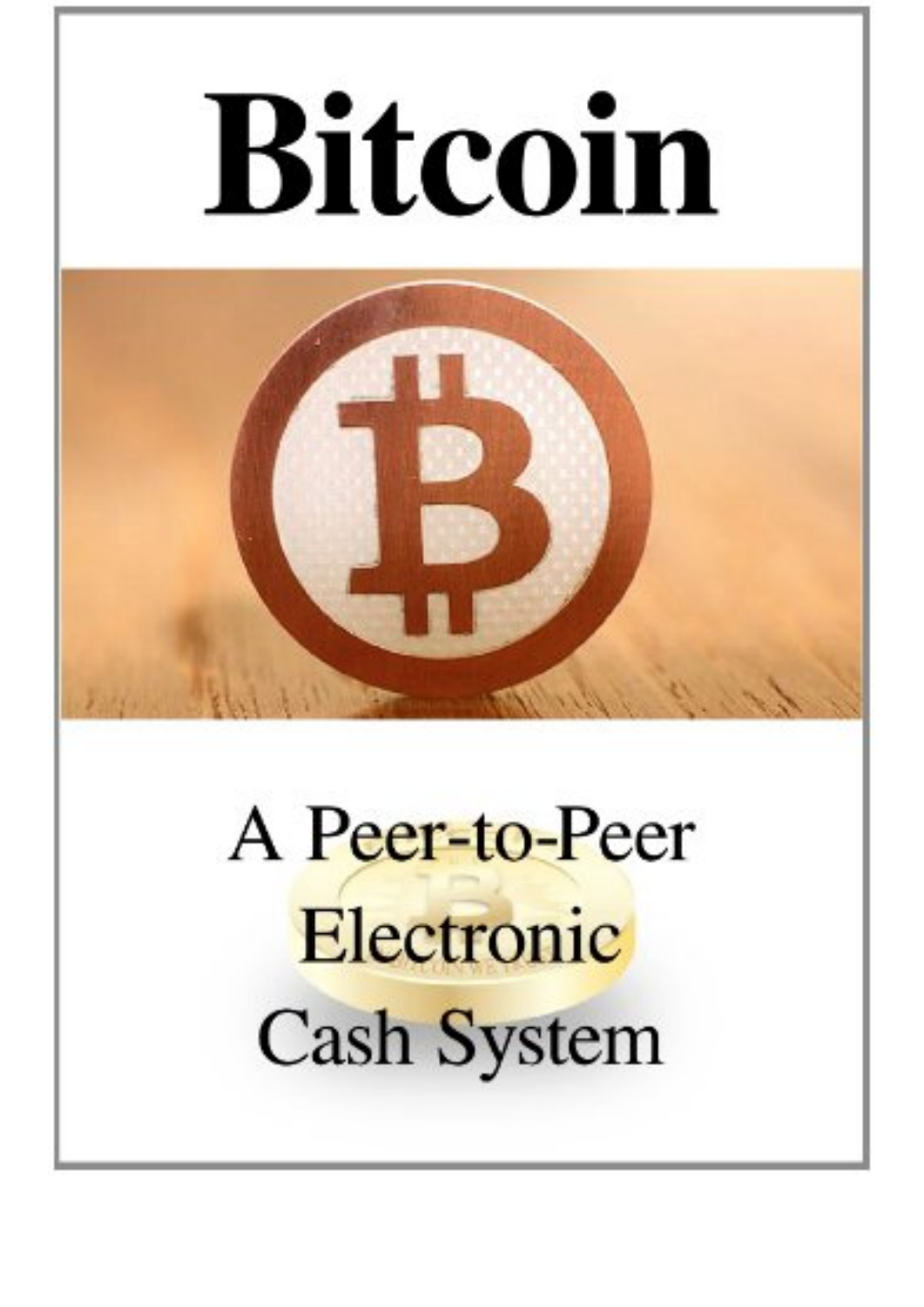# Bitcoin

## A Peer-to-Peer Electronic Cash System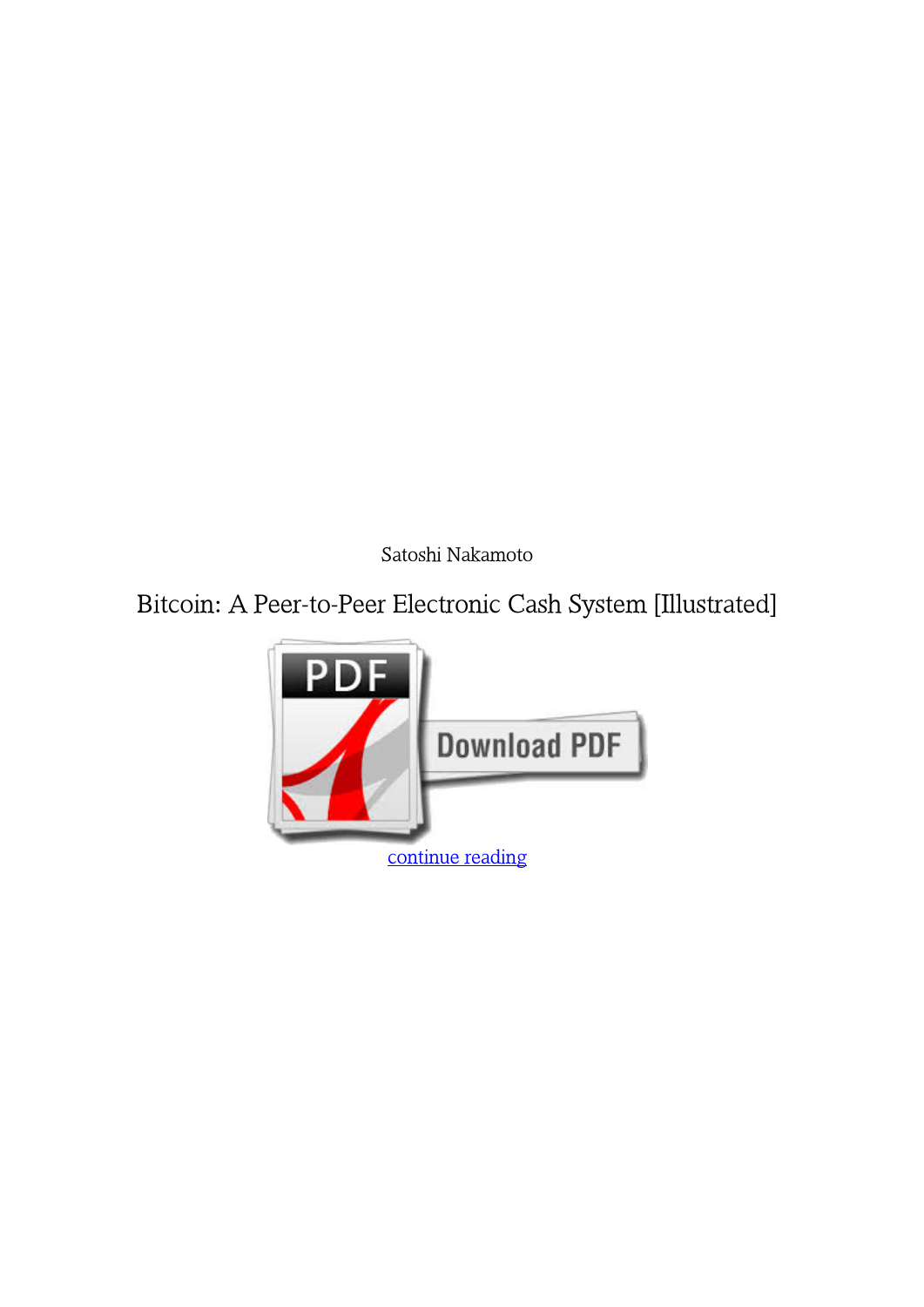Satoshi Nakamoto

# Bitcoin: A Peer-to-Peer Electronic Cash System [Illustrated]

continue reading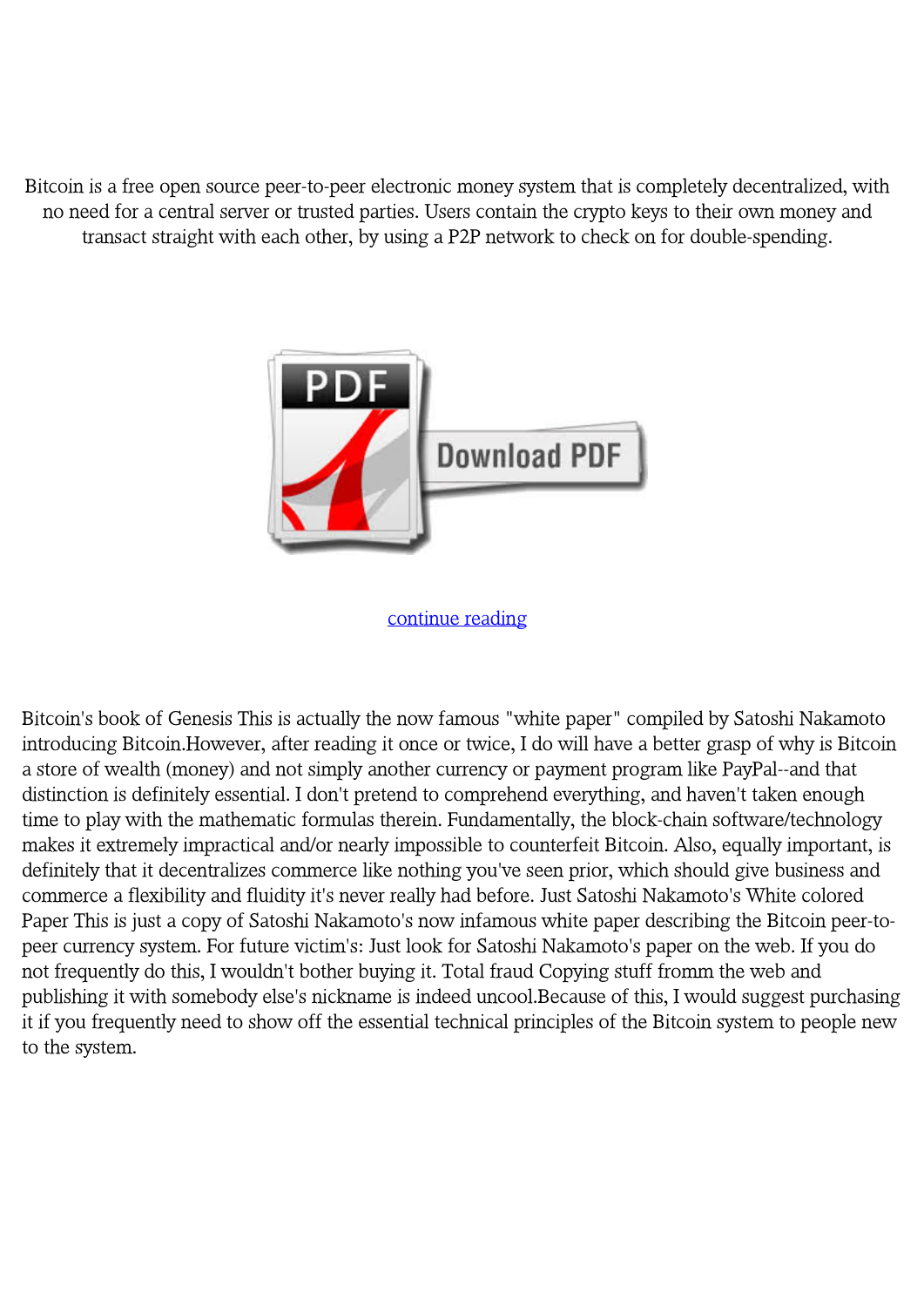Bitcoin is a free open source peer-to-peer electronic money system that is completely decentralized, with no need for a central server or trusted parties. Users contain the crypto keys to their own money and transact straight with each other, by using a P2P network to check on for double-spending.

continue reading

Bitcoin's book of Genesis This is actually the now famous "white paper" compiled by Satoshi Nakamoto introducing Bitcoin.However, after reading it once or twice, I do will have a better grasp of why is Bitcoin a store of wealth (money) and not simply another currency or payment program like PayPal--and that distinction is definitely essential. I don't pretend to comprehend everything, and haven't taken enough time to play with the mathematic formulas therein. Fundamentally, the block-chain software/technology makes it extremely impractical and/or nearly impossible to counterfeit Bitcoin. Also, equally important, is definitely that it decentralizes commerce like nothing you've seen prior, which should give business and commerce a flexibility and fluidity it's never really had before. Just Satoshi Nakamoto's White colored Paper This is just a copy of Satoshi Nakamoto's now infamous white paper describing the Bitcoin peer-to-peer currency system. For future victim's: Just look for Satoshi Nakamoto's paper on the web. If you do not frequently do this, I wouldn't bother buying it. Total fraud Copying stuff fromm the web and publishing it with somebody else's nickname is indeed uncool.Because of this, I would suggest purchasing it if you frequently need to show off the essential technical principles of the Bitcoin system to people new to the system.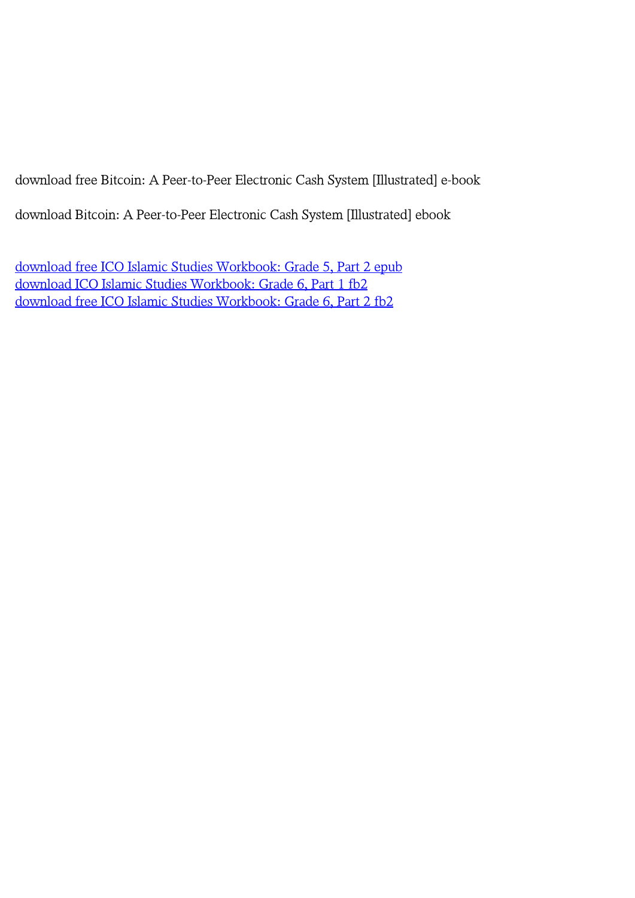download free Bitcoin: A Peer-to-Peer Electronic Cash System [Illustrated] e-book

download Bitcoin: A Peer-to-Peer Electronic Cash System [Illustrated] ebook

download free ICO Islamic Studies Workbook: Grade 5, Part 2 epub
download ICO Islamic Studies Workbook: Grade 6, Part 1 fb2
download free ICO Islamic Studies Workbook: Grade 6, Part 2 fb2